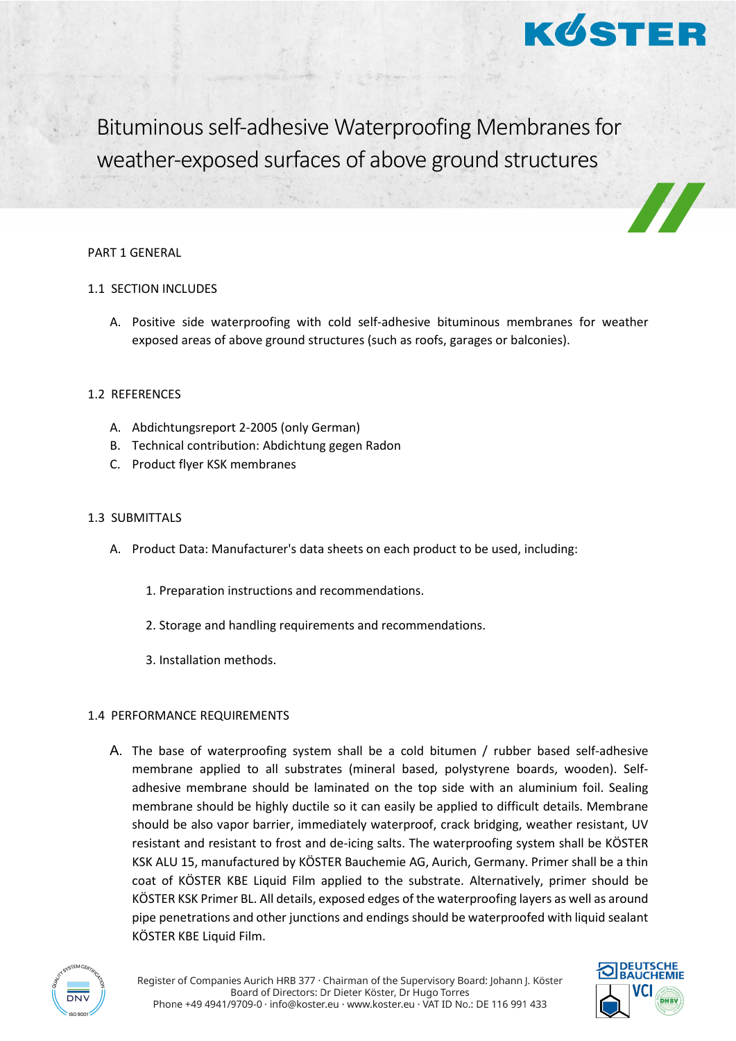# Bituminous self-adhesive Waterproofing Membranes for weather-exposed surfaces of above ground structures

## PART 1 GENERAL

### 1.1 SECTION INCLUDES

A. Positive side waterproofing with cold self-adhesive bituminous membranes for weather exposed areas of above ground structures (such as roofs, garages or balconies).

### 1.2 REFERENCES

A. Abdichtungsreport 2-2005 (only German)
B. Technical contribution: Abdichtung gegen Radon
C. Product flyer KSK membranes

### 1.3 SUBMITTALS

A. Product Data: Manufacturer's data sheets on each product to be used, including:

1. Preparation instructions and recommendations.
2. Storage and handling requirements and recommendations.
3. Installation methods.

### 1.4 PERFORMANCE REQUIREMENTS

A. The base of waterproofing system shall be a cold bitumen / rubber based self-adhesive membrane applied to all substrates (mineral based, polystyrene boards, wooden). Self-adhesive membrane should be laminated on the top side with an aluminium foil. Sealing membrane should be highly ductile so it can easily be applied to difficult details. Membrane should be also vapor barrier, immediately waterproof, crack bridging, weather resistant, UV resistant and resistant to frost and de-icing salts. The waterproofing system shall be KÖSTER KSK ALU 15, manufactured by KÖSTER Bauchemie AG, Aurich, Germany. Primer shall be a thin coat of KÖSTER KBE Liquid Film applied to the substrate. Alternatively, primer should be KÖSTER KSK Primer BL. All details, exposed edges of the waterproofing layers as well as around pipe penetrations and other junctions and endings should be waterproofed with liquid sealant KÖSTER KBE Liquid Film.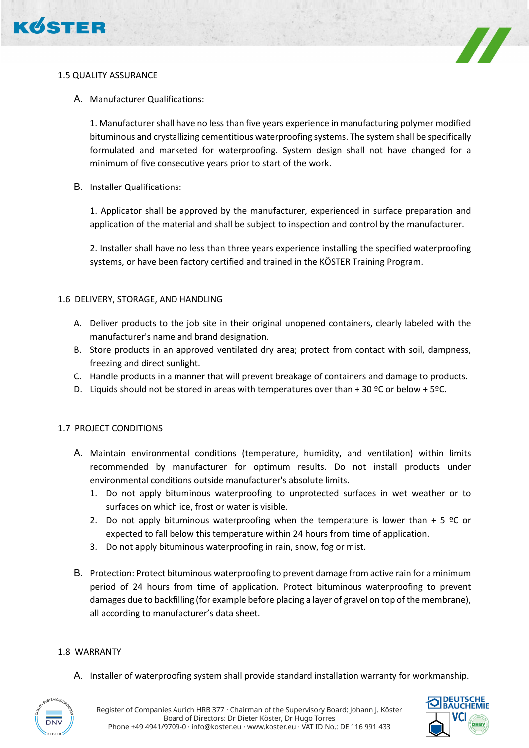## 1.5 QUALITY ASSURANCE

A. Manufacturer Qualifications:

1. Manufacturer shall have no less than five years experience in manufacturing polymer modified bituminous and crystallizing cementitious waterproofing systems. The system shall be specifically formulated and marketed for waterproofing. System design shall not have changed for a minimum of five consecutive years prior to start of the work.

B. Installer Qualifications:

1. Applicator shall be approved by the manufacturer, experienced in surface preparation and application of the material and shall be subject to inspection and control by the manufacturer.

2. Installer shall have no less than three years experience installing the specified waterproofing systems, or have been factory certified and trained in the KÖSTER Training Program.

## 1.6 DELIVERY, STORAGE, AND HANDLING

A. Deliver products to the job site in their original unopened containers, clearly labeled with the manufacturer's name and brand designation.
B. Store products in an approved ventilated dry area; protect from contact with soil, dampness, freezing and direct sunlight.
C. Handle products in a manner that will prevent breakage of containers and damage to products.
D. Liquids should not be stored in areas with temperatures over than + 30 ºC or below + 5ºC.

## 1.7 PROJECT CONDITIONS

A. Maintain environmental conditions (temperature, humidity, and ventilation) within limits recommended by manufacturer for optimum results. Do not install products under environmental conditions outside manufacturer's absolute limits.
   1. Do not apply bituminous waterproofing to unprotected surfaces in wet weather or to surfaces on which ice, frost or water is visible.
   2. Do not apply bituminous waterproofing when the temperature is lower than + 5 ºC or expected to fall below this temperature within 24 hours from time of application.
   3. Do not apply bituminous waterproofing in rain, snow, fog or mist.

B. Protection: Protect bituminous waterproofing to prevent damage from active rain for a minimum period of 24 hours from time of application. Protect bituminous waterproofing to prevent damages due to backfilling (for example before placing a layer of gravel on top of the membrane), all according to manufacturer's data sheet.

## 1.8 WARRANTY

A. Installer of waterproofing system shall provide standard installation warranty for workmanship.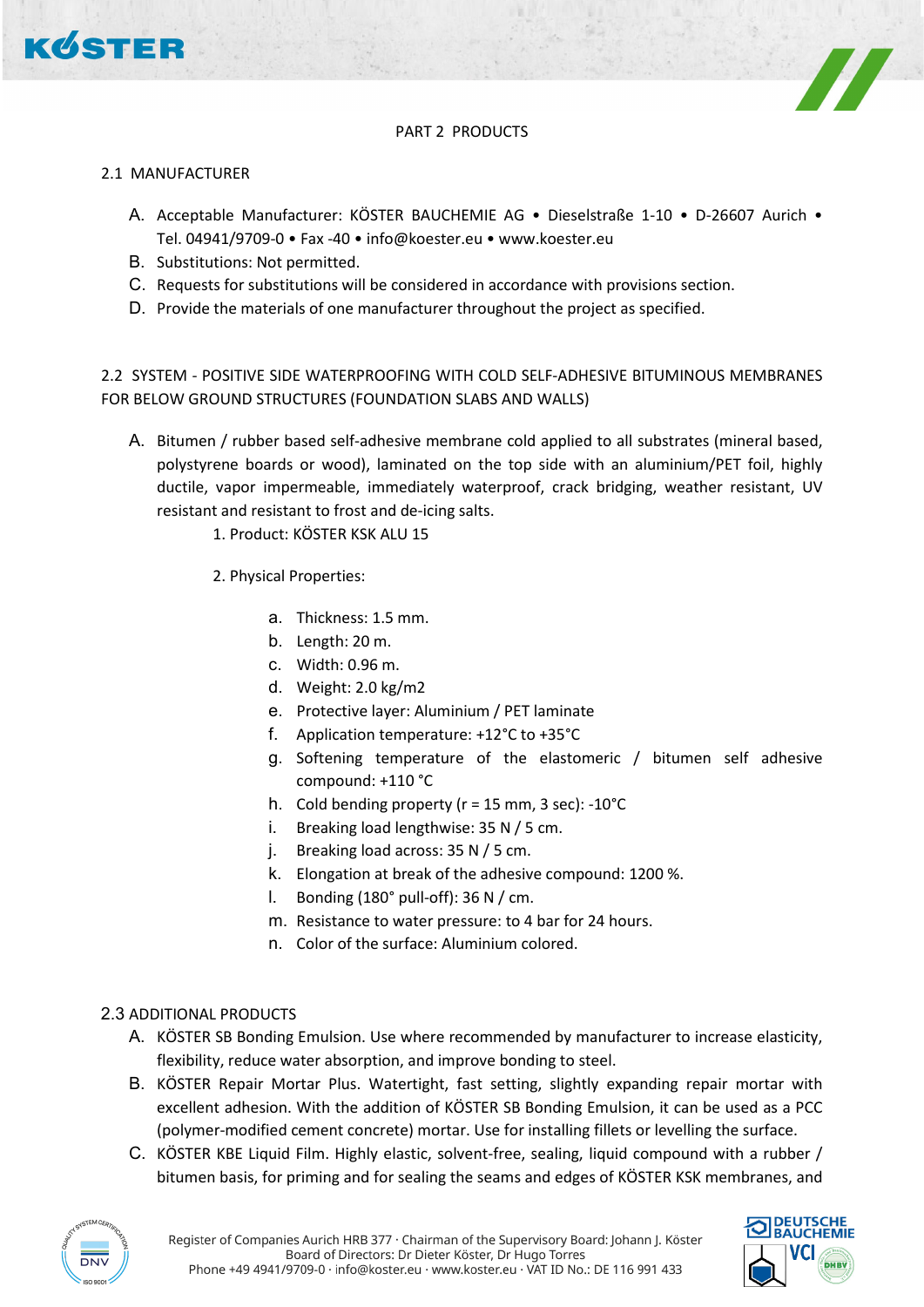PART 2 PRODUCTS

## 2.1 MANUFACTURER

A. Acceptable Manufacturer: KÖSTER BAUCHEMIE AG • Dieselstraße 1-10 • D-26607 Aurich • Tel. 04941/9709-0 • Fax -40 • info@koester.eu • www.koester.eu

B. Substitutions: Not permitted.

C. Requests for substitutions will be considered in accordance with provisions section.

D. Provide the materials of one manufacturer throughout the project as specified.

## 2.2 SYSTEM - POSITIVE SIDE WATERPROOFING WITH COLD SELF-ADHESIVE BITUMINOUS MEMBRANES FOR BELOW GROUND STRUCTURES (FOUNDATION SLABS AND WALLS)

A. Bitumen / rubber based self-adhesive membrane cold applied to all substrates (mineral based, polystyrene boards or wood), laminated on the top side with an aluminium/PET foil, highly ductile, vapor impermeable, immediately waterproof, crack bridging, weather resistant, UV resistant and resistant to frost and de-icing salts.

1. Product: KÖSTER KSK ALU 15

2. Physical Properties:

   a. Thickness: 1.5 mm.
   b. Length: 20 m.
   c. Width: 0.96 m.
   d. Weight: 2.0 kg/m2
   e. Protective layer: Aluminium / PET laminate
   f. Application temperature: +12°C to +35°C
   g. Softening temperature of the elastomeric / bitumen self adhesive compound: +110 °C
   h. Cold bending property (r = 15 mm, 3 sec): -10°C
   i. Breaking load lengthwise: 35 N / 5 cm.
   j. Breaking load across: 35 N / 5 cm.
   k. Elongation at break of the adhesive compound: 1200 %.
   l. Bonding (180° pull-off): 36 N / cm.
   m. Resistance to water pressure: to 4 bar for 24 hours.
   n. Color of the surface: Aluminium colored.

## 2.3 ADDITIONAL PRODUCTS

A. KÖSTER SB Bonding Emulsion. Use where recommended by manufacturer to increase elasticity, flexibility, reduce water absorption, and improve bonding to steel.

B. KÖSTER Repair Mortar Plus. Watertight, fast setting, slightly expanding repair mortar with excellent adhesion. With the addition of KÖSTER SB Bonding Emulsion, it can be used as a PCC (polymer-modified cement concrete) mortar. Use for installing fillets or levelling the surface.

C. KÖSTER KBE Liquid Film. Highly elastic, solvent-free, sealing, liquid compound with a rubber / bitumen basis, for priming and for sealing the seams and edges of KÖSTER KSK membranes, and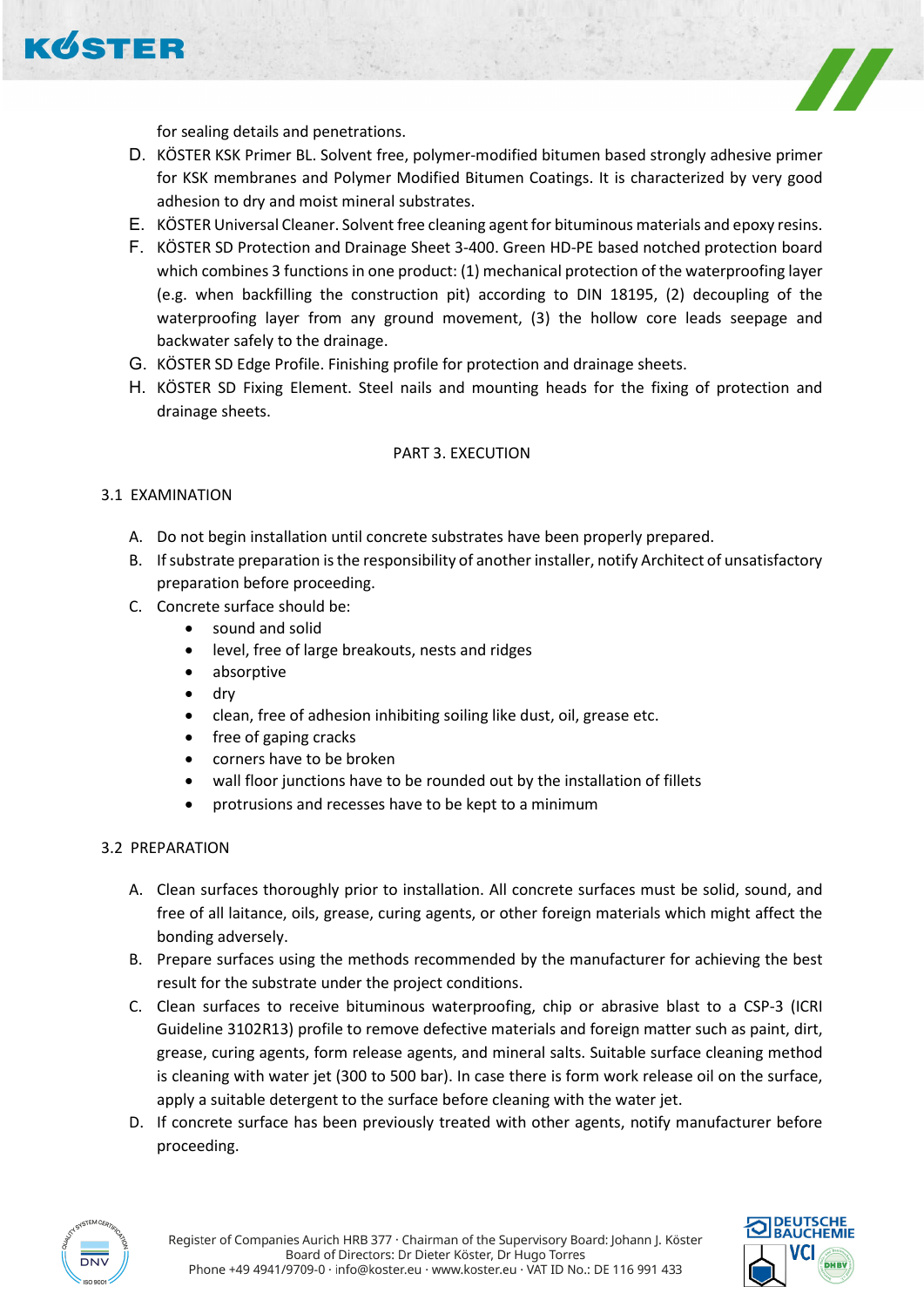for sealing details and penetrations.

D. KÖSTER KSK Primer BL. Solvent free, polymer-modified bitumen based strongly adhesive primer for KSK membranes and Polymer Modified Bitumen Coatings. It is characterized by very good adhesion to dry and moist mineral substrates.
E. KÖSTER Universal Cleaner. Solvent free cleaning agent for bituminous materials and epoxy resins.
F. KÖSTER SD Protection and Drainage Sheet 3-400. Green HD-PE based notched protection board which combines 3 functions in one product: (1) mechanical protection of the waterproofing layer (e.g. when backfilling the construction pit) according to DIN 18195, (2) decoupling of the waterproofing layer from any ground movement, (3) the hollow core leads seepage and backwater safely to the drainage.
G. KÖSTER SD Edge Profile. Finishing profile for protection and drainage sheets.
H. KÖSTER SD Fixing Element. Steel nails and mounting heads for the fixing of protection and drainage sheets.

## PART 3. EXECUTION

### 3.1 EXAMINATION

A. Do not begin installation until concrete substrates have been properly prepared.
B. If substrate preparation is the responsibility of another installer, notify Architect of unsatisfactory preparation before proceeding.
C. Concrete surface should be:
   - sound and solid
   - level, free of large breakouts, nests and ridges
   - absorptive
   - dry
   - clean, free of adhesion inhibiting soiling like dust, oil, grease etc.
   - free of gaping cracks
   - corners have to be broken
   - wall floor junctions have to be rounded out by the installation of fillets
   - protrusions and recesses have to be kept to a minimum

### 3.2 PREPARATION

A. Clean surfaces thoroughly prior to installation. All concrete surfaces must be solid, sound, and free of all laitance, oils, grease, curing agents, or other foreign materials which might affect the bonding adversely.
B. Prepare surfaces using the methods recommended by the manufacturer for achieving the best result for the substrate under the project conditions.
C. Clean surfaces to receive bituminous waterproofing, chip or abrasive blast to a CSP-3 (ICRI Guideline 3102R13) profile to remove defective materials and foreign matter such as paint, dirt, grease, curing agents, form release agents, and mineral salts. Suitable surface cleaning method is cleaning with water jet (300 to 500 bar). In case there is form work release oil on the surface, apply a suitable detergent to the surface before cleaning with the water jet.
D. If concrete surface has been previously treated with other agents, notify manufacturer before proceeding.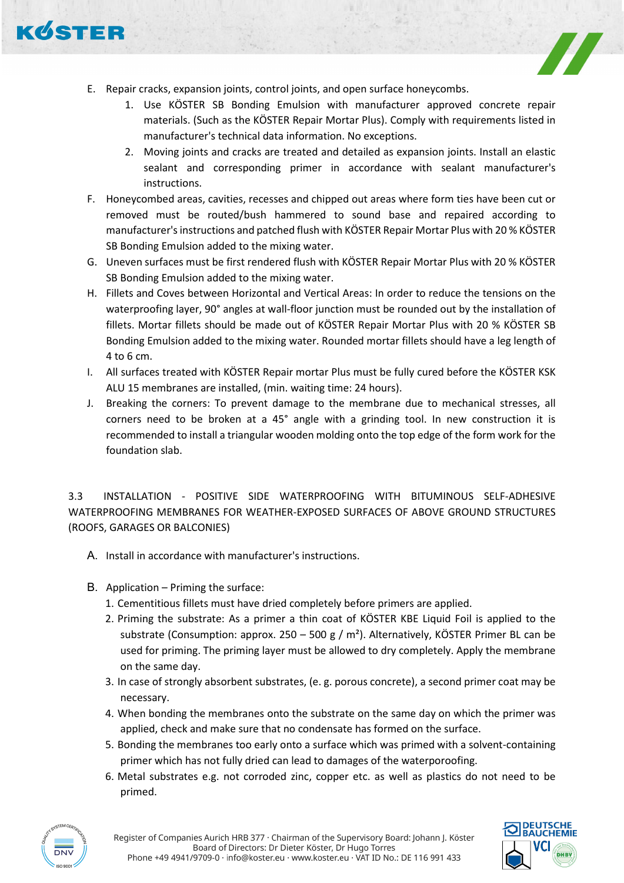E. Repair cracks, expansion joints, control joints, and open surface honeycombs.
   1. Use KÖSTER SB Bonding Emulsion with manufacturer approved concrete repair materials. (Such as the KÖSTER Repair Mortar Plus). Comply with requirements listed in manufacturer's technical data information. No exceptions.
   2. Moving joints and cracks are treated and detailed as expansion joints. Install an elastic sealant and corresponding primer in accordance with sealant manufacturer's instructions.

F. Honeycombed areas, cavities, recesses and chipped out areas where form ties have been cut or removed must be routed/bush hammered to sound base and repaired according to manufacturer's instructions and patched flush with KÖSTER Repair Mortar Plus with 20 % KÖSTER SB Bonding Emulsion added to the mixing water.

G. Uneven surfaces must be first rendered flush with KÖSTER Repair Mortar Plus with 20 % KÖSTER SB Bonding Emulsion added to the mixing water.

H. Fillets and Coves between Horizontal and Vertical Areas: In order to reduce the tensions on the waterproofing layer, 90° angles at wall-floor junction must be rounded out by the installation of fillets. Mortar fillets should be made out of KÖSTER Repair Mortar Plus with 20 % KÖSTER SB Bonding Emulsion added to the mixing water. Rounded mortar fillets should have a leg length of 4 to 6 cm.

I. All surfaces treated with KÖSTER Repair mortar Plus must be fully cured before the KÖSTER KSK ALU 15 membranes are installed, (min. waiting time: 24 hours).

J. Breaking the corners: To prevent damage to the membrane due to mechanical stresses, all corners need to be broken at a 45° angle with a grinding tool. In new construction it is recommended to install a triangular wooden molding onto the top edge of the form work for the foundation slab.

## 3.3 INSTALLATION - POSITIVE SIDE WATERPROOFING WITH BITUMINOUS SELF-ADHESIVE WATERPROOFING MEMBRANES FOR WEATHER-EXPOSED SURFACES OF ABOVE GROUND STRUCTURES (ROOFS, GARAGES OR BALCONIES)

A. Install in accordance with manufacturer's instructions.

B. Application – Priming the surface:
   1. Cementitious fillets must have dried completely before primers are applied.
   2. Priming the substrate: As a primer a thin coat of KÖSTER KBE Liquid Foil is applied to the substrate (Consumption: approx. 250 – 500 g / m²). Alternatively, KÖSTER Primer BL can be used for priming. The priming layer must be allowed to dry completely. Apply the membrane on the same day.
   3. In case of strongly absorbent substrates, (e. g. porous concrete), a second primer coat may be necessary.
   4. When bonding the membranes onto the substrate on the same day on which the primer was applied, check and make sure that no condensate has formed on the surface.
   5. Bonding the membranes too early onto a surface which was primed with a solvent-containing primer which has not fully dried can lead to damages of the waterporoofing.
   6. Metal substrates e.g. not corroded zinc, copper etc. as well as plastics do not need to be primed.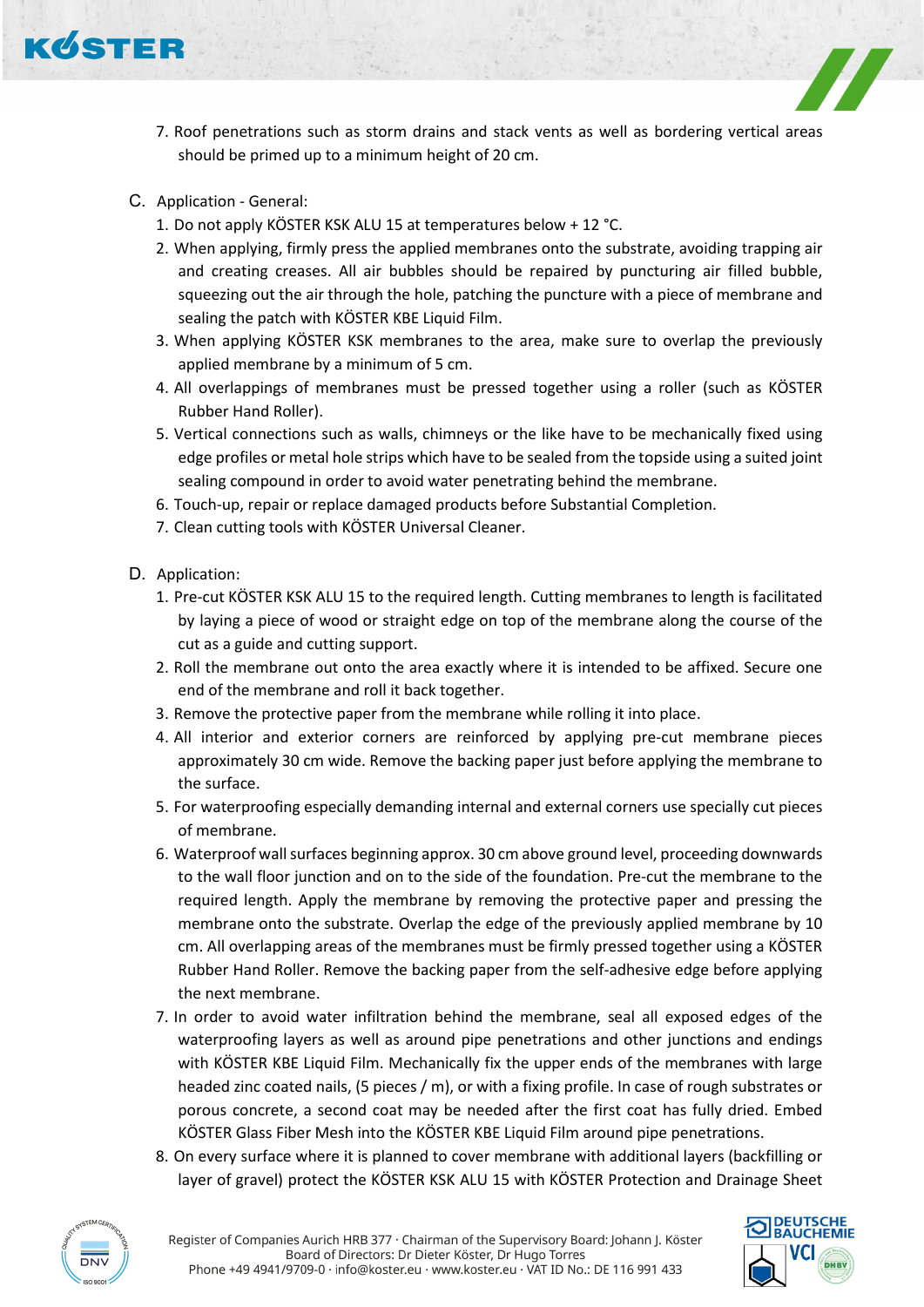7. Roof penetrations such as storm drains and stack vents as well as bordering vertical areas should be primed up to a minimum height of 20 cm.

C. Application - General:

1. Do not apply KÖSTER KSK ALU 15 at temperatures below + 12 °C.
2. When applying, firmly press the applied membranes onto the substrate, avoiding trapping air and creating creases. All air bubbles should be repaired by puncturing air filled bubble, squeezing out the air through the hole, patching the puncture with a piece of membrane and sealing the patch with KÖSTER KBE Liquid Film.
3. When applying KÖSTER KSK membranes to the area, make sure to overlap the previously applied membrane by a minimum of 5 cm.
4. All overlappings of membranes must be pressed together using a roller (such as KÖSTER Rubber Hand Roller).
5. Vertical connections such as walls, chimneys or the like have to be mechanically fixed using edge profiles or metal hole strips which have to be sealed from the topside using a suited joint sealing compound in order to avoid water penetrating behind the membrane.
6. Touch-up, repair or replace damaged products before Substantial Completion.
7. Clean cutting tools with KÖSTER Universal Cleaner.

D. Application:

1. Pre-cut KÖSTER KSK ALU 15 to the required length. Cutting membranes to length is facilitated by laying a piece of wood or straight edge on top of the membrane along the course of the cut as a guide and cutting support.
2. Roll the membrane out onto the area exactly where it is intended to be affixed. Secure one end of the membrane and roll it back together.
3. Remove the protective paper from the membrane while rolling it into place.
4. All interior and exterior corners are reinforced by applying pre-cut membrane pieces approximately 30 cm wide. Remove the backing paper just before applying the membrane to the surface.
5. For waterproofing especially demanding internal and external corners use specially cut pieces of membrane.
6. Waterproof wall surfaces beginning approx. 30 cm above ground level, proceeding downwards to the wall floor junction and on to the side of the foundation. Pre-cut the membrane to the required length. Apply the membrane by removing the protective paper and pressing the membrane onto the substrate. Overlap the edge of the previously applied membrane by 10 cm. All overlapping areas of the membranes must be firmly pressed together using a KÖSTER Rubber Hand Roller. Remove the backing paper from the self-adhesive edge before applying the next membrane.
7. In order to avoid water infiltration behind the membrane, seal all exposed edges of the waterproofing layers as well as around pipe penetrations and other junctions and endings with KÖSTER KBE Liquid Film. Mechanically fix the upper ends of the membranes with large headed zinc coated nails, (5 pieces / m), or with a fixing profile. In case of rough substrates or porous concrete, a second coat may be needed after the first coat has fully dried. Embed KÖSTER Glass Fiber Mesh into the KÖSTER KBE Liquid Film around pipe penetrations.
8. On every surface where it is planned to cover membrane with additional layers (backfilling or layer of gravel) protect the KÖSTER KSK ALU 15 with KÖSTER Protection and Drainage Sheet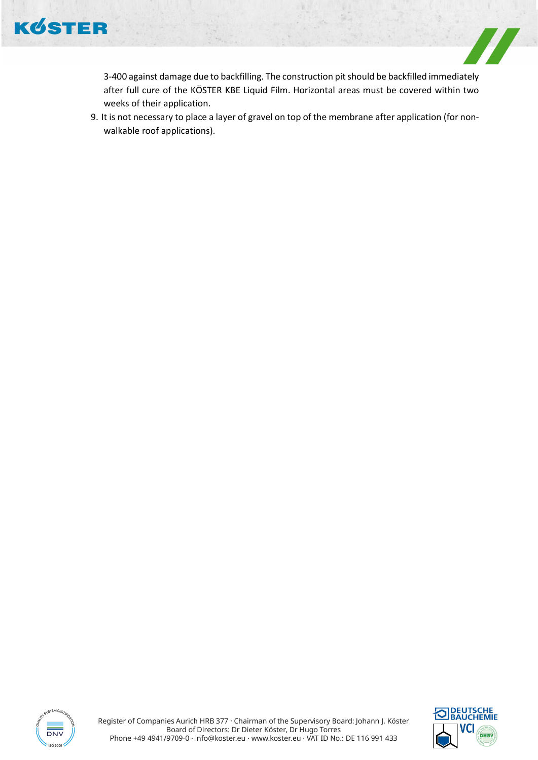3-400 against damage due to backfilling. The construction pit should be backfilled immediately after full cure of the KÖSTER KBE Liquid Film. Horizontal areas must be covered within two weeks of their application.

9. It is not necessary to place a layer of gravel on top of the membrane after application (for non-walkable roof applications).